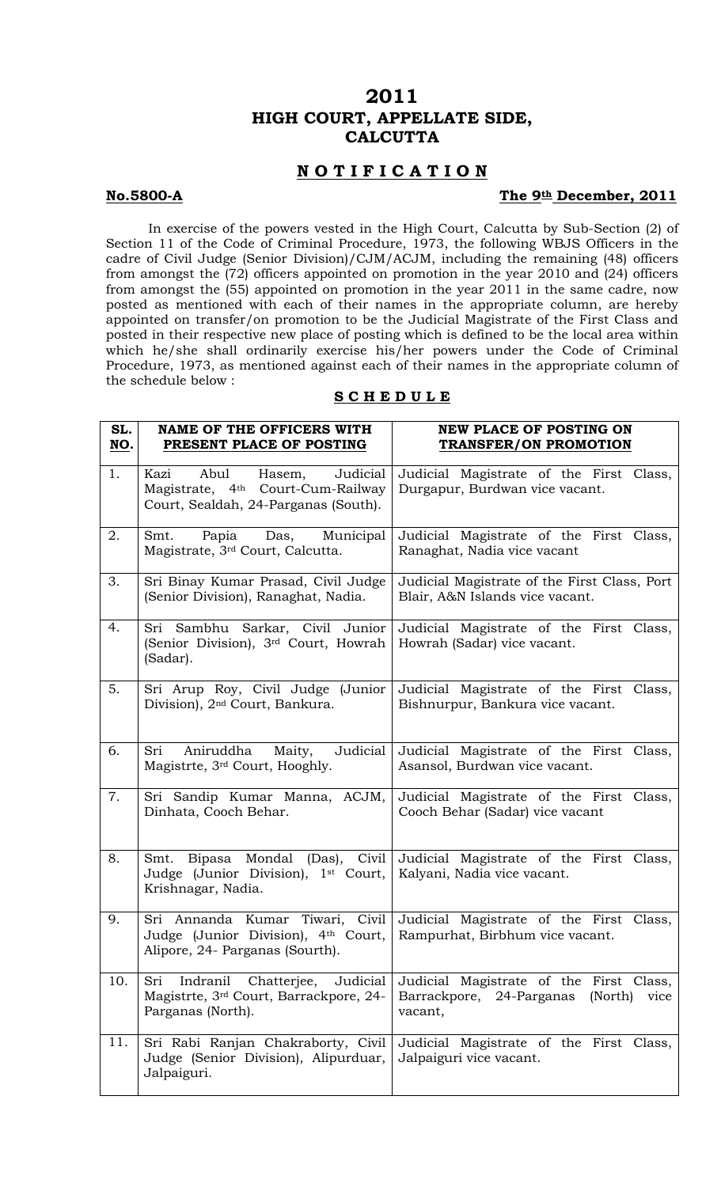# 2011
# HIGH COURT, APPELLATE SIDE, CALCUTTA

## N O T I F I C A T I O N

**No.5800-A** **The 9th December, 2011**

In exercise of the powers vested in the High Court, Calcutta by Sub-Section (2) of Section 11 of the Code of Criminal Procedure, 1973, the following WBJS Officers in the cadre of Civil Judge (Senior Division)/CJM/ACJM, including the remaining (48) officers from amongst the (72) officers appointed on promotion in the year 2010 and (24) officers from amongst the (55) appointed on promotion in the year 2011 in the same cadre, now posted as mentioned with each of their names in the appropriate column, are hereby appointed on transfer/on promotion to be the Judicial Magistrate of the First Class and posted in their respective new place of posting which is defined to be the local area within which he/she shall ordinarily exercise his/her powers under the Code of Criminal Procedure, 1973, as mentioned against each of their names in the appropriate column of the schedule below :

## S C H E D U L E

| SL. NO. | NAME OF THE OFFICERS WITH PRESENT PLACE OF POSTING | NEW PLACE OF POSTING ON TRANSFER/ON PROMOTION |
|---|---|---|
| 1. | Kazi Abul Hasem, Judicial Magistrate, 4th Court-Cum-Railway Court, Sealdah, 24-Parganas (South). | Judicial Magistrate of the First Class, Durgapur, Burdwan vice vacant. |
| 2. | Smt. Papia Das, Municipal Magistrate, 3rd Court, Calcutta. | Judicial Magistrate of the First Class, Ranaghat, Nadia vice vacant |
| 3. | Sri Binay Kumar Prasad, Civil Judge (Senior Division), Ranaghat, Nadia. | Judicial Magistrate of the First Class, Port Blair, A&N Islands vice vacant. |
| 4. | Sri Sambhu Sarkar, Civil Junior (Senior Division), 3rd Court, Howrah (Sadar). | Judicial Magistrate of the First Class, Howrah (Sadar) vice vacant. |
| 5. | Sri Arup Roy, Civil Judge (Junior Division), 2nd Court, Bankura. | Judicial Magistrate of the First Class, Bishnurpur, Bankura vice vacant. |
| 6. | Sri Aniruddha Maity, Judicial Magistrte, 3rd Court, Hooghly. | Judicial Magistrate of the First Class, Asansol, Burdwan vice vacant. |
| 7. | Sri Sandip Kumar Manna, ACJM, Dinhata, Cooch Behar. | Judicial Magistrate of the First Class, Cooch Behar (Sadar) vice vacant |
| 8. | Smt. Bipasa Mondal (Das), Civil Judge (Junior Division), 1st Court, Krishnagar, Nadia. | Judicial Magistrate of the First Class, Kalyani, Nadia vice vacant. |
| 9. | Sri Annanda Kumar Tiwari, Civil Judge (Junior Division), 4th Court, Alipore, 24- Parganas (Sourth). | Judicial Magistrate of the First Class, Rampurhat, Birbhum vice vacant. |
| 10. | Sri Indranil Chatterjee, Judicial Magistrte, 3rd Court, Barrackpore, 24-Parganas (North). | Judicial Magistrate of the First Class, Barrackpore, 24-Parganas (North) vice vacant, |
| 11. | Sri Rabi Ranjan Chakraborty, Civil Judge (Senior Division), Alipurduar, Jalpaiguri. | Judicial Magistrate of the First Class, Jalpaiguri vice vacant. |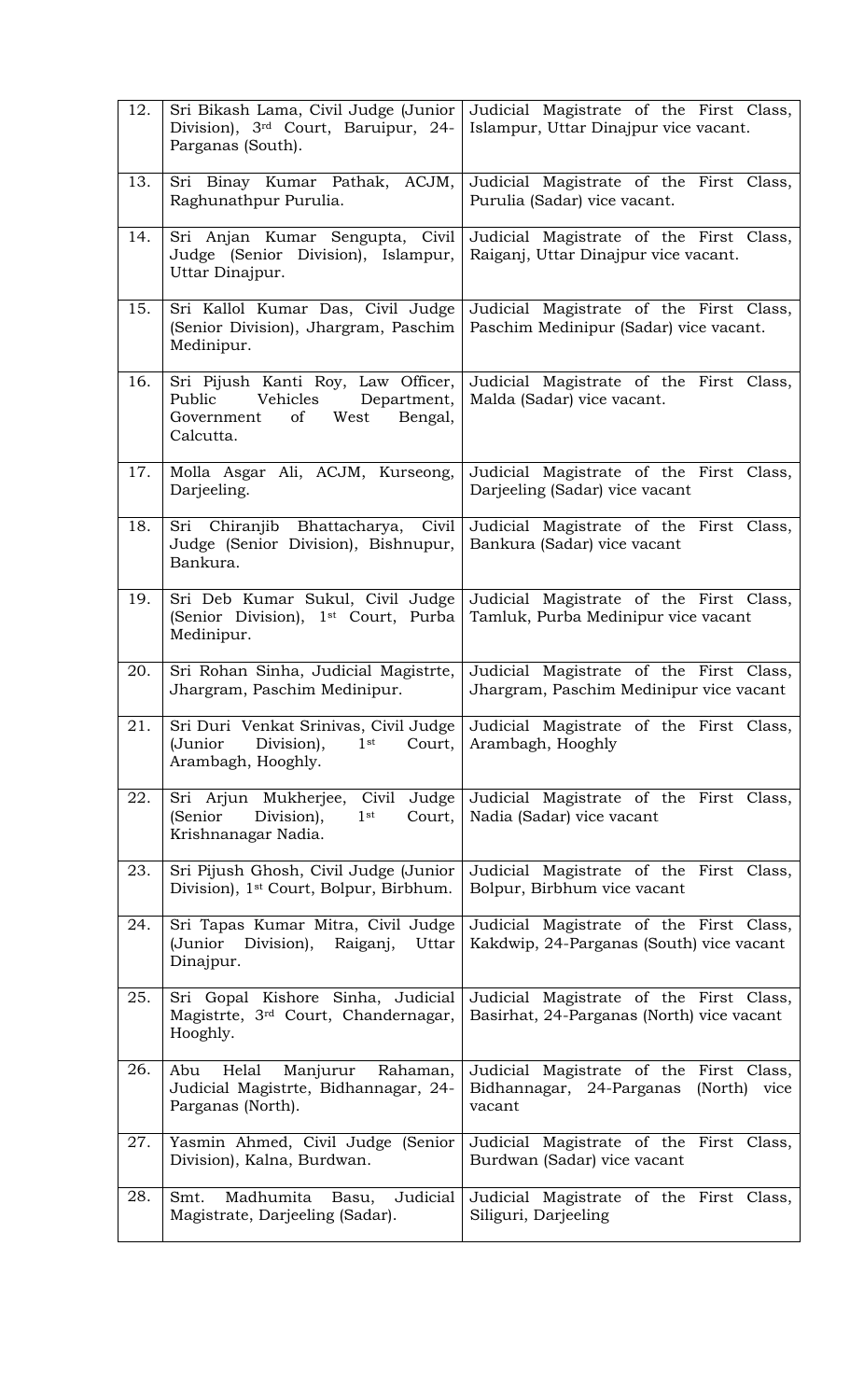| | | |
|---|---|---|
| 12. | Sri Bikash Lama, Civil Judge (Junior Division), 3rd Court, Baruipur, 24-Parganas (South). | Judicial Magistrate of the First Class, Islampur, Uttar Dinajpur vice vacant. |
| 13. | Sri Binay Kumar Pathak, ACJM, Raghunathpur Purulia. | Judicial Magistrate of the First Class, Purulia (Sadar) vice vacant. |
| 14. | Sri Anjan Kumar Sengupta, Civil Judge (Senior Division), Islampur, Uttar Dinajpur. | Judicial Magistrate of the First Class, Raiganj, Uttar Dinajpur vice vacant. |
| 15. | Sri Kallol Kumar Das, Civil Judge (Senior Division), Jhargram, Paschim Medinipur. | Judicial Magistrate of the First Class, Paschim Medinipur (Sadar) vice vacant. |
| 16. | Sri Pijush Kanti Roy, Law Officer, Public Vehicles Department, Government of West Bengal, Calcutta. | Judicial Magistrate of the First Class, Malda (Sadar) vice vacant. |
| 17. | Molla Asgar Ali, ACJM, Kurseong, Darjeeling. | Judicial Magistrate of the First Class, Darjeeling (Sadar) vice vacant |
| 18. | Sri Chiranjib Bhattacharya, Civil Judge (Senior Division), Bishnupur, Bankura. | Judicial Magistrate of the First Class, Bankura (Sadar) vice vacant |
| 19. | Sri Deb Kumar Sukul, Civil Judge (Senior Division), 1st Court, Purba Medinipur. | Judicial Magistrate of the First Class, Tamluk, Purba Medinipur vice vacant |
| 20. | Sri Rohan Sinha, Judicial Magistrte, Jhargram, Paschim Medinipur. | Judicial Magistrate of the First Class, Jhargram, Paschim Medinipur vice vacant |
| 21. | Sri Duri Venkat Srinivas, Civil Judge (Junior Division), 1st Court, Arambagh, Hooghly. | Judicial Magistrate of the First Class, Arambagh, Hooghly |
| 22. | Sri Arjun Mukherjee, Civil Judge (Senior Division), 1st Court, Krishnanagar Nadia. | Judicial Magistrate of the First Class, Nadia (Sadar) vice vacant |
| 23. | Sri Pijush Ghosh, Civil Judge (Junior Division), 1st Court, Bolpur, Birbhum. | Judicial Magistrate of the First Class, Bolpur, Birbhum vice vacant |
| 24. | Sri Tapas Kumar Mitra, Civil Judge (Junior Division), Raiganj, Uttar Dinajpur. | Judicial Magistrate of the First Class, Kakdwip, 24-Parganas (South) vice vacant |
| 25. | Sri Gopal Kishore Sinha, Judicial Magistrte, 3rd Court, Chandernagar, Hooghly. | Judicial Magistrate of the First Class, Basirhat, 24-Parganas (North) vice vacant |
| 26. | Abu Helal Manjurur Rahaman, Judicial Magistrte, Bidhannagar, 24-Parganas (North). | Judicial Magistrate of the First Class, Bidhannagar, 24-Parganas (North) vice vacant |
| 27. | Yasmin Ahmed, Civil Judge (Senior Division), Kalna, Burdwan. | Judicial Magistrate of the First Class, Burdwan (Sadar) vice vacant |
| 28. | Smt. Madhumita Basu, Judicial Magistrate, Darjeeling (Sadar). | Judicial Magistrate of the First Class, Siliguri, Darjeeling |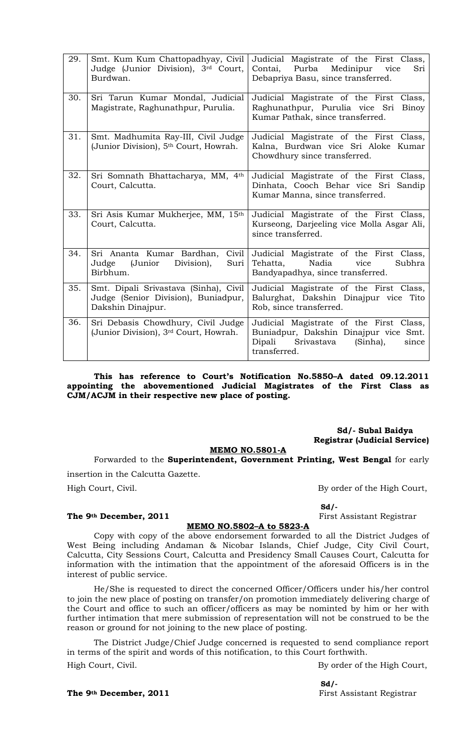| | | |
|---|---|---|
| 29. | Smt. Kum Kum Chattopadhyay, Civil Judge (Junior Division), 3rd Court, Burdwan. | Judicial Magistrate of the First Class, Contai, Purba Medinipur vice Sri Debapriya Basu, since transferred. |
| 30. | Sri Tarun Kumar Mondal, Judicial Magistrate, Raghunathpur, Purulia. | Judicial Magistrate of the First Class, Raghunathpur, Purulia vice Sri Binoy Kumar Pathak, since transferred. |
| 31. | Smt. Madhumita Ray-III, Civil Judge (Junior Division), 5th Court, Howrah. | Judicial Magistrate of the First Class, Kalna, Burdwan vice Sri Aloke Kumar Chowdhury since transferred. |
| 32. | Sri Somnath Bhattacharya, MM, 4th Court, Calcutta. | Judicial Magistrate of the First Class, Dinhata, Cooch Behar vice Sri Sandip Kumar Manna, since transferred. |
| 33. | Sri Asis Kumar Mukherjee, MM, 15th Court, Calcutta. | Judicial Magistrate of the First Class, Kurseong, Darjeeling vice Molla Asgar Ali, since transferred. |
| 34. | Sri Ananta Kumar Bardhan, Civil Judge (Junior Division), Suri Birbhum. | Judicial Magistrate of the First Class, Tehatta, Nadia vice Subhra Bandyapadhya, since transferred. |
| 35. | Smt. Dipali Srivastava (Sinha), Civil Judge (Senior Division), Buniadpur, Dakshin Dinajpur. | Judicial Magistrate of the First Class, Balurghat, Dakshin Dinajpur vice Tito Rob, since transferred. |
| 36. | Sri Debasis Chowdhury, Civil Judge (Junior Division), 3rd Court, Howrah. | Judicial Magistrate of the First Class, Buniadpur, Dakshin Dinajpur vice Smt. Dipali Srivastava (Sinha), since transferred. |

**This has reference to Court's Notification No.5850–A dated 09.12.2011 appointing the abovementioned Judicial Magistrates of the First Class as CJM/ACJM in their respective new place of posting.**

**Sd/- Subal Baidya**
**Registrar (Judicial Service)**

**MEMO NO.5801-A**

Forwarded to the **Superintendent, Government Printing, West Bengal** for early insertion in the Calcutta Gazette.

High Court, Civil. By order of the High Court,

**The 9th December, 2011**

Sd/-
First Assistant Registrar

**MEMO NO.5802–A to 5823-A**

Copy with copy of the above endorsement forwarded to all the District Judges of West Being including Andaman & Nicobar Islands, Chief Judge, City Civil Court, Calcutta, City Sessions Court, Calcutta and Presidency Small Causes Court, Calcutta for information with the intimation that the appointment of the aforesaid Officers is in the interest of public service.

He/She is requested to direct the concerned Officer/Officers under his/her control to join the new place of posting on transfer/on promotion immediately delivering charge of the Court and office to such an officer/officers as may be nominted by him or her with further intimation that mere submission of representation will not be construed to be the reason or ground for not joining to the new place of posting.

The District Judge/Chief Judge concerned is requested to send compliance report in terms of the spirit and words of this notification, to this Court forthwith.

High Court, Civil. By order of the High Court,

**The 9th December, 2011**

Sd/-
First Assistant Registrar